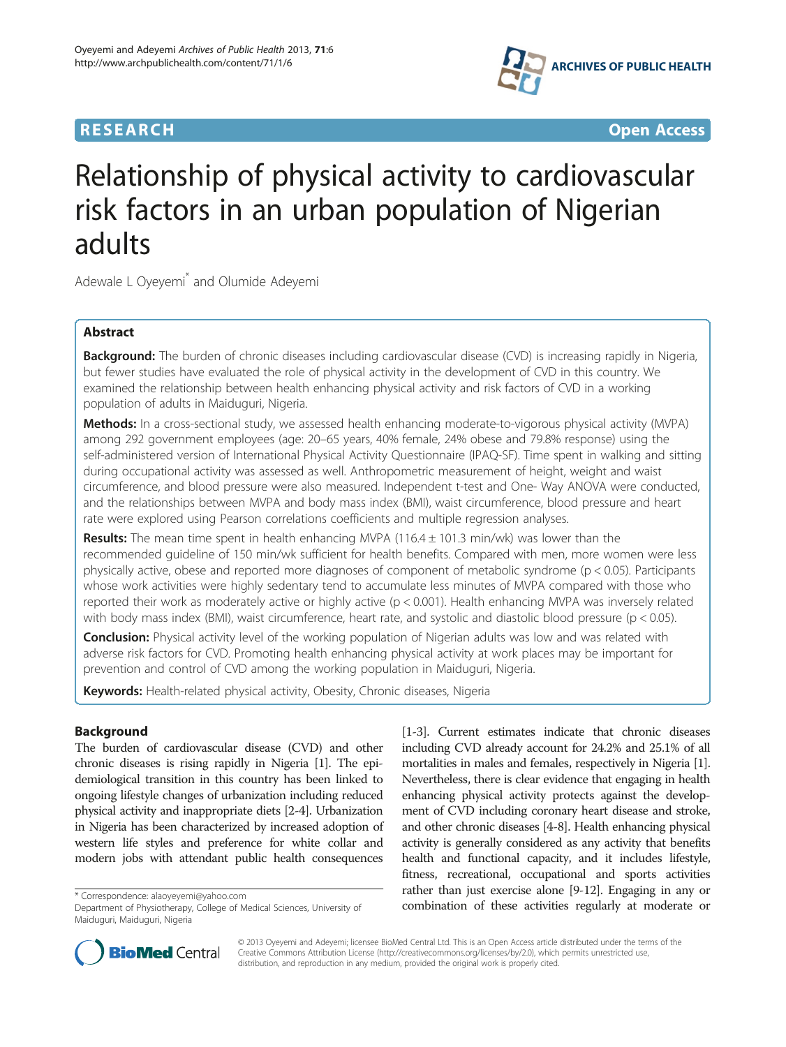RESEARCH Open Access

# Relationship of physical activity to cardiovascular risk factors in an urban population of Nigerian adults

Adewale L Oyeyemi* and Olumide Adeyemi

## Abstract

**Background:** The burden of chronic diseases including cardiovascular disease (CVD) is increasing rapidly in Nigeria, but fewer studies have evaluated the role of physical activity in the development of CVD in this country. We examined the relationship between health enhancing physical activity and risk factors of CVD in a working population of adults in Maiduguri, Nigeria.

**Methods:** In a cross-sectional study, we assessed health enhancing moderate-to-vigorous physical activity (MVPA) among 292 government employees (age: 20–65 years, 40% female, 24% obese and 79.8% response) using the self-administered version of International Physical Activity Questionnaire (IPAQ-SF). Time spent in walking and sitting during occupational activity was assessed as well. Anthropometric measurement of height, weight and waist circumference, and blood pressure were also measured. Independent t-test and One- Way ANOVA were conducted, and the relationships between MVPA and body mass index (BMI), waist circumference, blood pressure and heart rate were explored using Pearson correlations coefficients and multiple regression analyses.

**Results:** The mean time spent in health enhancing MVPA (116.4 ± 101.3 min/wk) was lower than the recommended guideline of 150 min/wk sufficient for health benefits. Compared with men, more women were less physically active, obese and reported more diagnoses of component of metabolic syndrome ($p < 0.05$). Participants whose work activities were highly sedentary tend to accumulate less minutes of MVPA compared with those who reported their work as moderately active or highly active ($p < 0.001$). Health enhancing MVPA was inversely related with body mass index (BMI), waist circumference, heart rate, and systolic and diastolic blood pressure ($p < 0.05$).

**Conclusion:** Physical activity level of the working population of Nigerian adults was low and was related with adverse risk factors for CVD. Promoting health enhancing physical activity at work places may be important for prevention and control of CVD among the working population in Maiduguri, Nigeria.

**Keywords:** Health-related physical activity, Obesity, Chronic diseases, Nigeria

## Background

The burden of cardiovascular disease (CVD) and other chronic diseases is rising rapidly in Nigeria [1]. The epidemiological transition in this country has been linked to ongoing lifestyle changes of urbanization including reduced physical activity and inappropriate diets [2-4]. Urbanization in Nigeria has been characterized by increased adoption of western life styles and preference for white collar and modern jobs with attendant public health consequences [1-3]. Current estimates indicate that chronic diseases including CVD already account for 24.2% and 25.1% of all mortalities in males and females, respectively in Nigeria [1]. Nevertheless, there is clear evidence that engaging in health enhancing physical activity protects against the development of CVD including coronary heart disease and stroke, and other chronic diseases [4-8]. Health enhancing physical activity is generally considered as any activity that benefits health and functional capacity, and it includes lifestyle, fitness, recreational, occupational and sports activities rather than just exercise alone [9-12]. Engaging in any or combination of these activities regularly at moderate or

\* Correspondence: alaoyeyemi@yahoo.com
Department of Physiotherapy, College of Medical Sciences, University of Maiduguri, Maiduguri, Nigeria

© 2013 Oyeyemi and Adeyemi; licensee BioMed Central Ltd. This is an Open Access article distributed under the terms of the Creative Commons Attribution License (http://creativecommons.org/licenses/by/2.0), which permits unrestricted use, distribution, and reproduction in any medium, provided the original work is properly cited.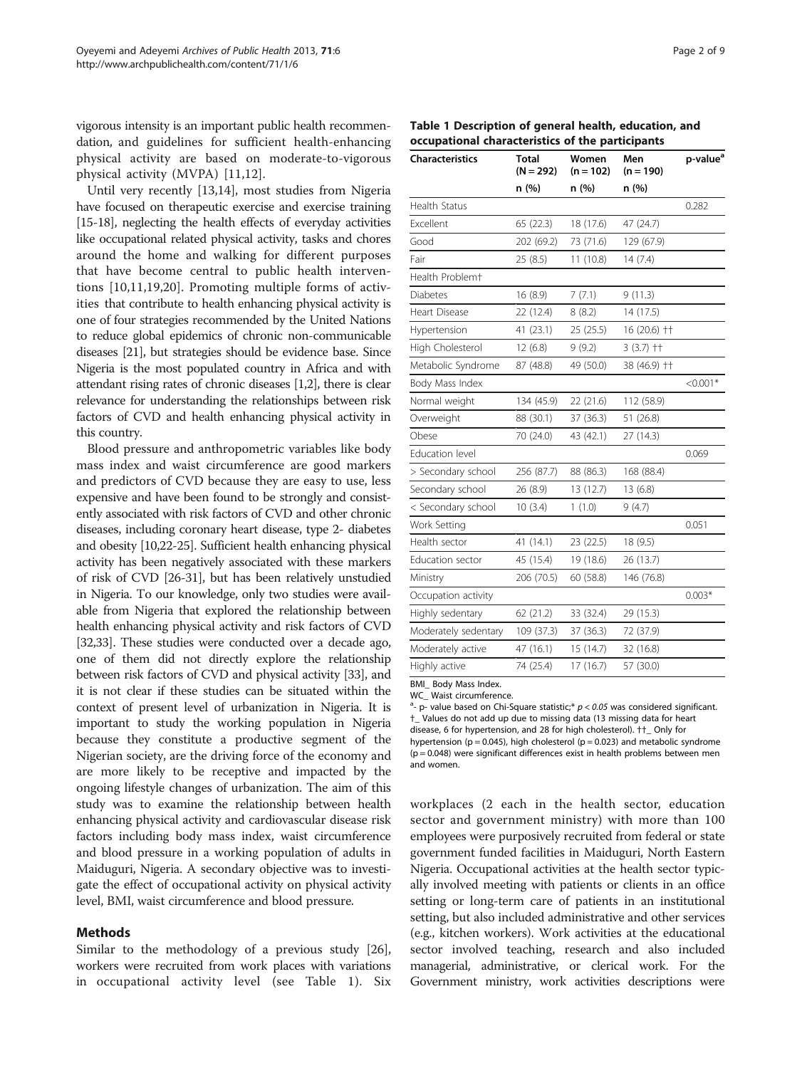vigorous intensity is an important public health recommendation, and guidelines for sufficient health-enhancing physical activity are based on moderate-to-vigorous physical activity (MVPA) [11,12].

Until very recently [13,14], most studies from Nigeria have focused on therapeutic exercise and exercise training [15-18], neglecting the health effects of everyday activities like occupational related physical activity, tasks and chores around the home and walking for different purposes that have become central to public health interventions [10,11,19,20]. Promoting multiple forms of activities that contribute to health enhancing physical activity is one of four strategies recommended by the United Nations to reduce global epidemics of chronic non-communicable diseases [21], but strategies should be evidence base. Since Nigeria is the most populated country in Africa and with attendant rising rates of chronic diseases [1,2], there is clear relevance for understanding the relationships between risk factors of CVD and health enhancing physical activity in this country.

Blood pressure and anthropometric variables like body mass index and waist circumference are good markers and predictors of CVD because they are easy to use, less expensive and have been found to be strongly and consistently associated with risk factors of CVD and other chronic diseases, including coronary heart disease, type 2- diabetes and obesity [10,22-25]. Sufficient health enhancing physical activity has been negatively associated with these markers of risk of CVD [26-31], but has been relatively unstudied in Nigeria. To our knowledge, only two studies were available from Nigeria that explored the relationship between health enhancing physical activity and risk factors of CVD [32,33]. These studies were conducted over a decade ago, one of them did not directly explore the relationship between risk factors of CVD and physical activity [33], and it is not clear if these studies can be situated within the context of present level of urbanization in Nigeria. It is important to study the working population in Nigeria because they constitute a productive segment of the Nigerian society, are the driving force of the economy and are more likely to be receptive and impacted by the ongoing lifestyle changes of urbanization. The aim of this study was to examine the relationship between health enhancing physical activity and cardiovascular disease risk factors including body mass index, waist circumference and blood pressure in a working population of adults in Maiduguri, Nigeria. A secondary objective was to investigate the effect of occupational activity on physical activity level, BMI, waist circumference and blood pressure.

## Methods

Similar to the methodology of a previous study [26], workers were recruited from work places with variations in occupational activity level (see Table 1). Six workplaces (2 each in the health sector, education sector and government ministry) with more than 100 employees were purposively recruited from federal or state government funded facilities in Maiduguri, North Eastern Nigeria. Occupational activities at the health sector typically involved meeting with patients or clients in an office setting or long-term care of patients in an institutional setting, but also included administrative and other services (e.g., kitchen workers). Work activities at the educational sector involved teaching, research and also included managerial, administrative, or clerical work. For the Government ministry, work activities descriptions were

**Table 1 Description of general health, education, and occupational characteristics of the participants**

| Characteristics | Total (N = 292) | Women (n = 102) | Men (n = 190) | p-value[a] |
|---|---|---|---|---|
| | n (%) | n (%) | n (%) | |
| Health Status | | | | 0.282 |
| Excellent | 65 (22.3) | 18 (17.6) | 47 (24.7) | |
| Good | 202 (69.2) | 73 (71.6) | 129 (67.9) | |
| Fair | 25 (8.5) | 11 (10.8) | 14 (7.4) | |
| Health Problem† | | | | |
| Diabetes | 16 (8.9) | 7 (7.1) | 9 (11.3) | |
| Heart Disease | 22 (12.4) | 8 (8.2) | 14 (17.5) | |
| Hypertension | 41 (23.1) | 25 (25.5) | 16 (20.6) †† | |
| High Cholesterol | 12 (6.8) | 9 (9.2) | 3 (3.7) †† | |
| Metabolic Syndrome | 87 (48.8) | 49 (50.0) | 38 (46.9) †† | |
| Body Mass Index | | | | <0.001* |
| Normal weight | 134 (45.9) | 22 (21.6) | 112 (58.9) | |
| Overweight | 88 (30.1) | 37 (36.3) | 51 (26.8) | |
| Obese | 70 (24.0) | 43 (42.1) | 27 (14.3) | |
| Education level | | | | 0.069 |
| > Secondary school | 256 (87.7) | 88 (86.3) | 168 (88.4) | |
| Secondary school | 26 (8.9) | 13 (12.7) | 13 (6.8) | |
| < Secondary school | 10 (3.4) | 1 (1.0) | 9 (4.7) | |
| Work Setting | | | | 0.051 |
| Health sector | 41 (14.1) | 23 (22.5) | 18 (9.5) | |
| Education sector | 45 (15.4) | 19 (18.6) | 26 (13.7) | |
| Ministry | 206 (70.5) | 60 (58.8) | 146 (76.8) | |
| Occupation activity | | | | 0.003* |
| Highly sedentary | 62 (21.2) | 33 (32.4) | 29 (15.3) | |
| Moderately sedentary | 109 (37.3) | 37 (36.3) | 72 (37.9) | |
| Moderately active | 47 (16.1) | 15 (14.7) | 32 (16.8) | |
| Highly active | 74 (25.4) | 17 (16.7) | 57 (30.0) | |

BMI_ Body Mass Index.
WC_ Waist circumference.
[a]- p- value based on Chi-Square statistic;* $p < 0.05$ was considered significant.
†_ Values do not add up due to missing data (13 missing data for heart disease, 6 for hypertension, and 28 for high cholesterol). ††_ Only for hypertension (p = 0.045), high cholesterol (p = 0.023) and metabolic syndrome (p = 0.048) were significant differences exist in health problems between men and women.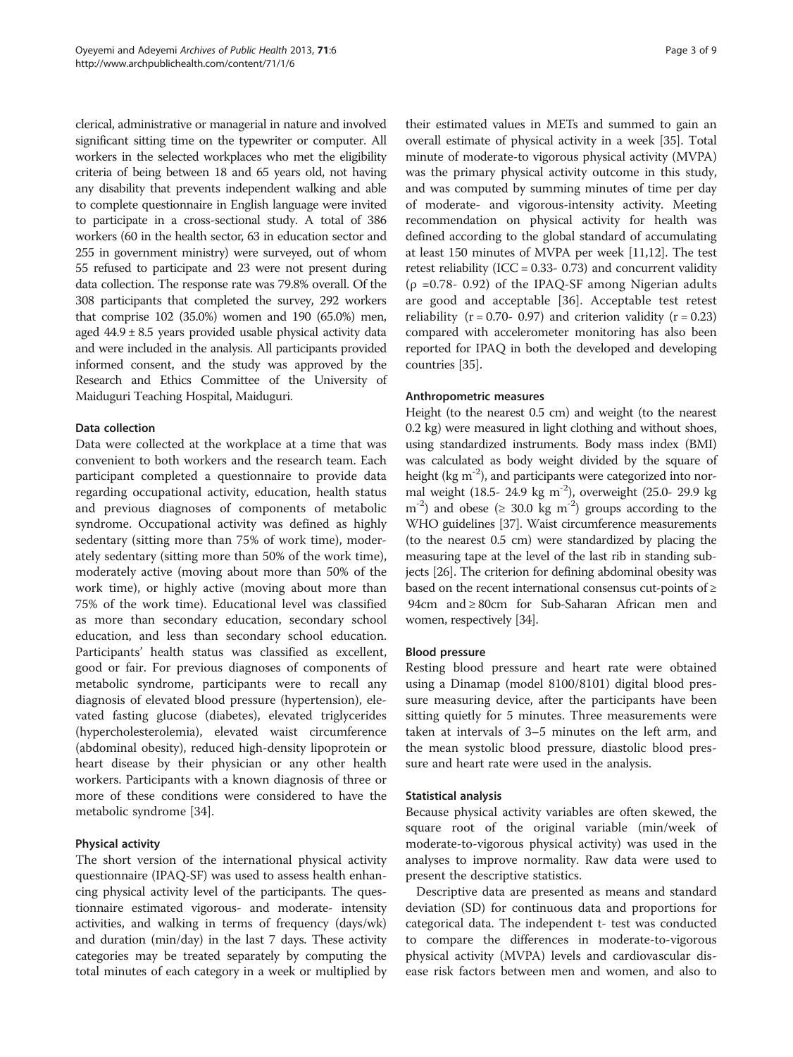clerical, administrative or managerial in nature and involved significant sitting time on the typewriter or computer. All workers in the selected workplaces who met the eligibility criteria of being between 18 and 65 years old, not having any disability that prevents independent walking and able to complete questionnaire in English language were invited to participate in a cross-sectional study. A total of 386 workers (60 in the health sector, 63 in education sector and 255 in government ministry) were surveyed, out of whom 55 refused to participate and 23 were not present during data collection. The response rate was 79.8% overall. Of the 308 participants that completed the survey, 292 workers that comprise 102 (35.0%) women and 190 (65.0%) men, aged 44.9 ± 8.5 years provided usable physical activity data and were included in the analysis. All participants provided informed consent, and the study was approved by the Research and Ethics Committee of the University of Maiduguri Teaching Hospital, Maiduguri.

### Data collection

Data were collected at the workplace at a time that was convenient to both workers and the research team. Each participant completed a questionnaire to provide data regarding occupational activity, education, health status and previous diagnoses of components of metabolic syndrome. Occupational activity was defined as highly sedentary (sitting more than 75% of work time), moderately sedentary (sitting more than 50% of the work time), moderately active (moving about more than 50% of the work time), or highly active (moving about more than 75% of the work time). Educational level was classified as more than secondary education, secondary school education, and less than secondary school education. Participants' health status was classified as excellent, good or fair. For previous diagnoses of components of metabolic syndrome, participants were to recall any diagnosis of elevated blood pressure (hypertension), elevated fasting glucose (diabetes), elevated triglycerides (hypercholesterolemia), elevated waist circumference (abdominal obesity), reduced high-density lipoprotein or heart disease by their physician or any other health workers. Participants with a known diagnosis of three or more of these conditions were considered to have the metabolic syndrome [34].

### Physical activity

The short version of the international physical activity questionnaire (IPAQ-SF) was used to assess health enhancing physical activity level of the participants. The questionnaire estimated vigorous- and moderate- intensity activities, and walking in terms of frequency (days/wk) and duration (min/day) in the last 7 days. These activity categories may be treated separately by computing the total minutes of each category in a week or multiplied by their estimated values in METs and summed to gain an overall estimate of physical activity in a week [35]. Total minute of moderate-to vigorous physical activity (MVPA) was the primary physical activity outcome in this study, and was computed by summing minutes of time per day of moderate- and vigorous-intensity activity. Meeting recommendation on physical activity for health was defined according to the global standard of accumulating at least 150 minutes of MVPA per week [11,12]. The test retest reliability (ICC = 0.33- 0.73) and concurrent validity ($\rho$ =0.78- 0.92) of the IPAQ-SF among Nigerian adults are good and acceptable [36]. Acceptable test retest reliability ($r = 0.70$- 0.97) and criterion validity ($r = 0.23$) compared with accelerometer monitoring has also been reported for IPAQ in both the developed and developing countries [35].

### Anthropometric measures

Height (to the nearest 0.5 cm) and weight (to the nearest 0.2 kg) were measured in light clothing and without shoes, using standardized instruments. Body mass index (BMI) was calculated as body weight divided by the square of height (kg $m^{-2}$), and participants were categorized into normal weight (18.5- 24.9 kg $m^{-2}$), overweight (25.0- 29.9 kg $m^{-2}$) and obese ($\geq$ 30.0 kg $m^{-2}$) groups according to the WHO guidelines [37]. Waist circumference measurements (to the nearest 0.5 cm) were standardized by placing the measuring tape at the level of the last rib in standing subjects [26]. The criterion for defining abdominal obesity was based on the recent international consensus cut-points of ≥ 94cm and ≥ 80cm for Sub-Saharan African men and women, respectively [34].

### Blood pressure

Resting blood pressure and heart rate were obtained using a Dinamap (model 8100/8101) digital blood pressure measuring device, after the participants have been sitting quietly for 5 minutes. Three measurements were taken at intervals of 3–5 minutes on the left arm, and the mean systolic blood pressure, diastolic blood pressure and heart rate were used in the analysis.

### Statistical analysis

Because physical activity variables are often skewed, the square root of the original variable (min/week of moderate-to-vigorous physical activity) was used in the analyses to improve normality. Raw data were used to present the descriptive statistics.

Descriptive data are presented as means and standard deviation (SD) for continuous data and proportions for categorical data. The independent t- test was conducted to compare the differences in moderate-to-vigorous physical activity (MVPA) levels and cardiovascular disease risk factors between men and women, and also to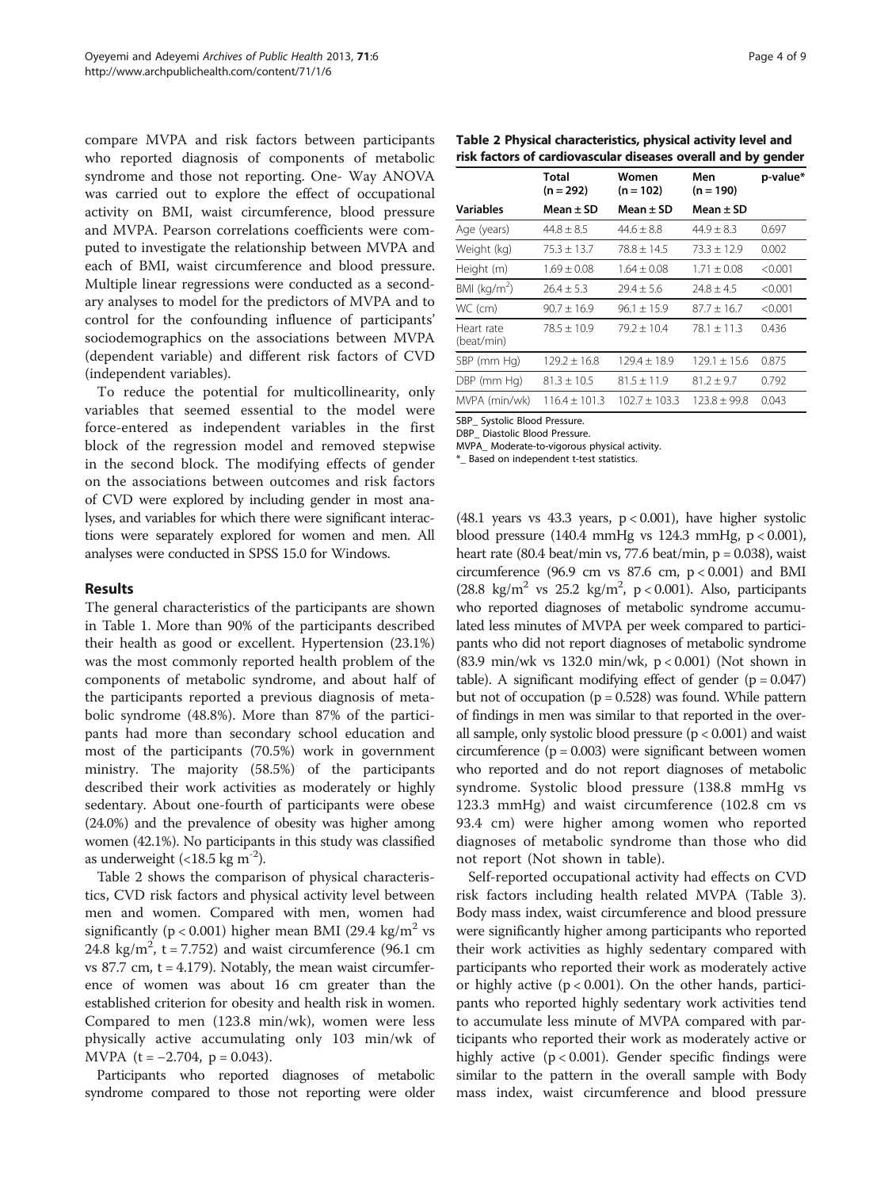compare MVPA and risk factors between participants who reported diagnosis of components of metabolic syndrome and those not reporting. One- Way ANOVA was carried out to explore the effect of occupational activity on BMI, waist circumference, blood pressure and MVPA. Pearson correlations coefficients were computed to investigate the relationship between MVPA and each of BMI, waist circumference and blood pressure. Multiple linear regressions were conducted as a secondary analyses to model for the predictors of MVPA and to control for the confounding influence of participants' sociodemographics on the associations between MVPA (dependent variable) and different risk factors of CVD (independent variables).

To reduce the potential for multicollinearity, only variables that seemed essential to the model were force-entered as independent variables in the first block of the regression model and removed stepwise in the second block. The modifying effects of gender on the associations between outcomes and risk factors of CVD were explored by including gender in most analyses, and variables for which there were significant interactions were separately explored for women and men. All analyses were conducted in SPSS 15.0 for Windows.

## Results

The general characteristics of the participants are shown in Table 1. More than 90% of the participants described their health as good or excellent. Hypertension (23.1%) was the most commonly reported health problem of the components of metabolic syndrome, and about half of the participants reported a previous diagnosis of metabolic syndrome (48.8%). More than 87% of the participants had more than secondary school education and most of the participants (70.5%) work in government ministry. The majority (58.5%) of the participants described their work activities as moderately or highly sedentary. About one-fourth of participants were obese (24.0%) and the prevalence of obesity was higher among women (42.1%). No participants in this study was classified as underweight ($<18.5$ kg m$^{-2}$).

Table 2 shows the comparison of physical characteristics, CVD risk factors and physical activity level between men and women. Compared with men, women had significantly ($p < 0.001$) higher mean BMI (29.4 kg/m$^2$ vs 24.8 kg/m$^2$, $t = 7.752$) and waist circumference (96.1 cm vs 87.7 cm, $t = 4.179$). Notably, the mean waist circumference of women was about 16 cm greater than the established criterion for obesity and health risk in women. Compared to men (123.8 min/wk), women were less physically active accumulating only 103 min/wk of MVPA ($t = -2.704$, $p = 0.043$).

Participants who reported diagnoses of metabolic syndrome compared to those not reporting were older (48.1 years vs 43.3 years, $p < 0.001$), have higher systolic blood pressure (140.4 mmHg vs 124.3 mmHg, $p < 0.001$), heart rate (80.4 beat/min vs, 77.6 beat/min, $p = 0.038$), waist circumference (96.9 cm vs 87.6 cm, $p < 0.001$) and BMI (28.8 kg/m$^2$ vs 25.2 kg/m$^2$, $p < 0.001$). Also, participants who reported diagnoses of metabolic syndrome accumulated less minutes of MVPA per week compared to participants who did not report diagnoses of metabolic syndrome (83.9 min/wk vs 132.0 min/wk, $p < 0.001$) (Not shown in table). A significant modifying effect of gender ($p = 0.047$) but not of occupation ($p = 0.528$) was found. While pattern of findings in men was similar to that reported in the overall sample, only systolic blood pressure ($p < 0.001$) and waist circumference ($p = 0.003$) were significant between women who reported and do not report diagnoses of metabolic syndrome. Systolic blood pressure (138.8 mmHg vs 123.3 mmHg) and waist circumference (102.8 cm vs 93.4 cm) were higher among women who reported diagnoses of metabolic syndrome than those who did not report (Not shown in table).

Self-reported occupational activity had effects on CVD risk factors including health related MVPA (Table 3). Body mass index, waist circumference and blood pressure were significantly higher among participants who reported their work activities as highly sedentary compared with participants who reported their work as moderately active or highly active ($p < 0.001$). On the other hands, participants who reported highly sedentary work activities tend to accumulate less minute of MVPA compared with participants who reported their work as moderately active or highly active ($p < 0.001$). Gender specific findings were similar to the pattern in the overall sample with Body mass index, waist circumference and blood pressure

**Table 2 Physical characteristics, physical activity level and risk factors of cardiovascular diseases overall and by gender**

| | Total (n = 292) | Women (n = 102) | Men (n = 190) | p-value* |
|---|---|---|---|---|
| **Variables** | **Mean ± SD** | **Mean ± SD** | **Mean ± SD** | |
| Age (years) | 44.8 ± 8.5 | 44.6 ± 8.8 | 44.9 ± 8.3 | 0.697 |
| Weight (kg) | 75.3 ± 13.7 | 78.8 ± 14.5 | 73.3 ± 12.9 | 0.002 |
| Height (m) | 1.69 ± 0.08 | 1.64 ± 0.08 | 1.71 ± 0.08 | <0.001 |
| BMI (kg/m$^2$) | 26.4 ± 5.3 | 29.4 ± 5.6 | 24.8 ± 4.5 | <0.001 |
| WC (cm) | 90.7 ± 16.9 | 96.1 ± 15.9 | 87.7 ± 16.7 | <0.001 |
| Heart rate (beat/min) | 78.5 ± 10.9 | 79.2 ± 10.4 | 78.1 ± 11.3 | 0.436 |
| SBP (mm Hg) | 129.2 ± 16.8 | 129.4 ± 18.9 | 129.1 ± 15.6 | 0.875 |
| DBP (mm Hg) | 81.3 ± 10.5 | 81.5 ± 11.9 | 81.2 ± 9.7 | 0.792 |
| MVPA (min/wk) | 116.4 ± 101.3 | 102.7 ± 103.3 | 123.8 ± 99.8 | 0.043 |

SBP_ Systolic Blood Pressure.
DBP_ Diastolic Blood Pressure.
MVPA_ Moderate-to-vigorous physical activity.
*_ Based on independent t-test statistics.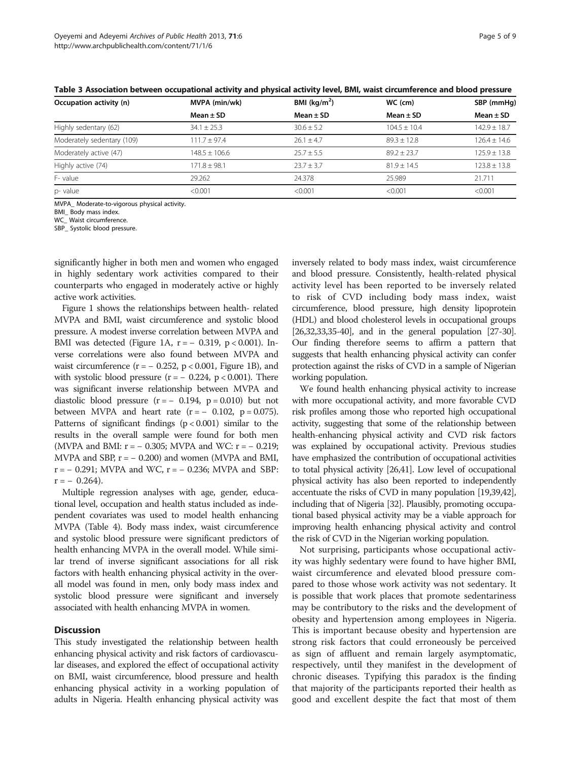**Table 3 Association between occupational activity and physical activity level, BMI, waist circumference and blood pressure**

| Occupation activity (n) | MVPA (min/wk) | BMI (kg/m$^2$) | WC (cm) | SBP (mmHg) |
|---|---|---|---|---|
| | Mean ± SD | Mean ± SD | Mean ± SD | Mean ± SD |
| Highly sedentary (62) | 34.1 ± 25.3 | 30.6 ± 5.2 | 104.5 ± 10.4 | 142.9 ± 18.7 |
| Moderately sedentary (109) | 111.7 ± 97.4 | 26.1 ± 4.7 | 89.3 ± 12.8 | 126.4 ± 14.6 |
| Moderately active (47) | 148.5 ± 106.6 | 25.7 ± 5.5 | 89.2 ± 23.7 | 125.9 ± 13.8 |
| Highly active (74) | 171.8 ± 98.1 | 23.7 ± 3.7 | 81.9 ± 14.5 | 123.8 ± 13.8 |
| F- value | 29.262 | 24.378 | 25.989 | 21.711 |
| p- value | <0.001 | <0.001 | <0.001 | <0.001 |

MVPA_ Moderate-to-vigorous physical activity.
BMI_ Body mass index.
WC_ Waist circumference.
SBP_ Systolic blood pressure.

significantly higher in both men and women who engaged in highly sedentary work activities compared to their counterparts who engaged in moderately active or highly active work activities.

Figure 1 shows the relationships between health- related MVPA and BMI, waist circumference and systolic blood pressure. A modest inverse correlation between MVPA and BMI was detected (Figure 1A, $r = -0.319$, $p < 0.001$). Inverse correlations were also found between MVPA and waist circumference ($r = -0.252$, $p < 0.001$, Figure 1B), and with systolic blood pressure ($r = -0.224$, $p < 0.001$). There was significant inverse relationship between MVPA and diastolic blood pressure ($r = -0.194$, $p = 0.010$) but not between MVPA and heart rate ($r = -0.102$, $p = 0.075$). Patterns of significant findings ($p < 0.001$) similar to the results in the overall sample were found for both men (MVPA and BMI: $r = -0.305$; MVPA and WC: $r = -0.219$; MVPA and SBP, $r = -0.200$) and women (MVPA and BMI, $r = -0.291$; MVPA and WC, $r = -0.236$; MVPA and SBP: $r = -0.264$).

Multiple regression analyses with age, gender, educational level, occupation and health status included as independent covariates was used to model health enhancing MVPA (Table 4). Body mass index, waist circumference and systolic blood pressure were significant predictors of health enhancing MVPA in the overall model. While similar trend of inverse significant associations for all risk factors with health enhancing physical activity in the overall model was found in men, only body mass index and systolic blood pressure were significant and inversely associated with health enhancing MVPA in women.

## Discussion

This study investigated the relationship between health enhancing physical activity and risk factors of cardiovascular diseases, and explored the effect of occupational activity on BMI, waist circumference, blood pressure and health enhancing physical activity in a working population of adults in Nigeria. Health enhancing physical activity was inversely related to body mass index, waist circumference and blood pressure. Consistently, health-related physical activity level has been reported to be inversely related to risk of CVD including body mass index, waist circumference, blood pressure, high density lipoprotein (HDL) and blood cholesterol levels in occupational groups [26,32,33,35-40], and in the general population [27-30]. Our finding therefore seems to affirm a pattern that suggests that health enhancing physical activity can confer protection against the risks of CVD in a sample of Nigerian working population.

We found health enhancing physical activity to increase with more occupational activity, and more favorable CVD risk profiles among those who reported high occupational activity, suggesting that some of the relationship between health-enhancing physical activity and CVD risk factors was explained by occupational activity. Previous studies have emphasized the contribution of occupational activities to total physical activity [26,41]. Low level of occupational physical activity has also been reported to independently accentuate the risks of CVD in many population [19,39,42], including that of Nigeria [32]. Plausibly, promoting occupational based physical activity may be a viable approach for improving health enhancing physical activity and control the risk of CVD in the Nigerian working population.

Not surprising, participants whose occupational activity was highly sedentary were found to have higher BMI, waist circumference and elevated blood pressure compared to those whose work activity was not sedentary. It is possible that work places that promote sedentariness may be contributory to the risks and the development of obesity and hypertension among employees in Nigeria. This is important because obesity and hypertension are strong risk factors that could erroneously be perceived as sign of affluent and remain largely asymptomatic, respectively, until they manifest in the development of chronic diseases. Typifying this paradox is the finding that majority of the participants reported their health as good and excellent despite the fact that most of them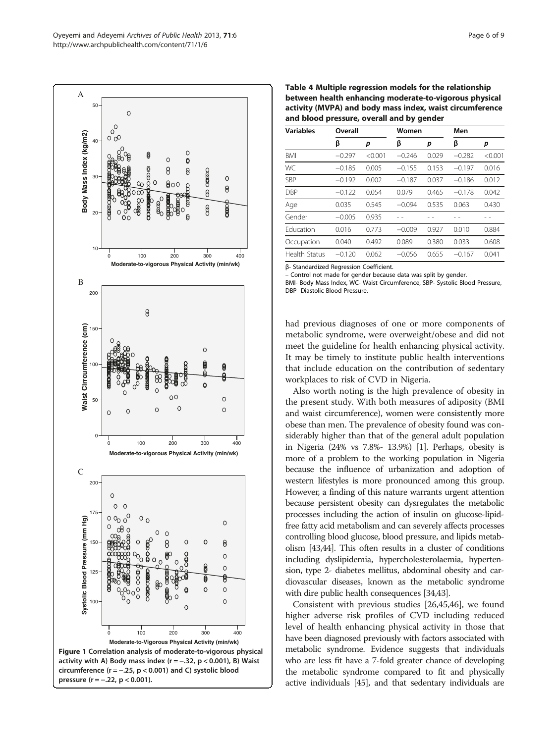Figure 1 Correlation analysis of moderate-to-vigorous physical activity with A) Body mass index ($r = -.32$, $p < 0.001$), B) Waist circumference ($r = -.25$, $p < 0.001$) and C) systolic blood pressure ($r = -.22$, $p < 0.001$).

**Table 4 Multiple regression models for the relationship between health enhancing moderate-to-vigorous physical activity (MVPA) and body mass index, waist circumference and blood pressure, overall and by gender**

| Variables | Overall | | Women | | Men | |
|---|---|---|---|---|---|---|
| | β | p | β | p | β | p |
| BMI | −0.297 | <0.001 | −0.246 | 0.029 | −0.282 | <0.001 |
| WC | −0.185 | 0.005 | −0.155 | 0.153 | −0.197 | 0.016 |
| SBP | −0.192 | 0.002 | −0.187 | 0.037 | −0.186 | 0.012 |
| DBP | −0.122 | 0.054 | 0.079 | 0.465 | −0.178 | 0.042 |
| Age | 0.035 | 0.545 | −0.094 | 0.535 | 0.063 | 0.430 |
| Gender | −0.005 | 0.935 | - - | - - | - - | - - |
| Education | 0.016 | 0.773 | −0.009 | 0.927 | 0.010 | 0.884 |
| Occupation | 0.040 | 0.492 | 0.089 | 0.380 | 0.033 | 0.608 |
| Health Status | −0.120 | 0.062 | −0.056 | 0.655 | −0.167 | 0.041 |

β- Standardized Regression Coefficient.
– Control not made for gender because data was split by gender.
BMI- Body Mass Index, WC- Waist Circumference, SBP- Systolic Blood Pressure, DBP- Diastolic Blood Pressure.

had previous diagnoses of one or more components of metabolic syndrome, were overweight/obese and did not meet the guideline for health enhancing physical activity. It may be timely to institute public health interventions that include education on the contribution of sedentary workplaces to risk of CVD in Nigeria.

Also worth noting is the high prevalence of obesity in the present study. With both measures of adiposity (BMI and waist circumference), women were consistently more obese than men. The prevalence of obesity found was considerably higher than that of the general adult population in Nigeria (24% vs 7.8%- 13.9%) [1]. Perhaps, obesity is more of a problem to the working population in Nigeria because the influence of urbanization and adoption of western lifestyles is more pronounced among this group. However, a finding of this nature warrants urgent attention because persistent obesity can dysregulates the metabolic processes including the action of insulin on glucose-lipid-free fatty acid metabolism and can severely affects processes controlling blood glucose, blood pressure, and lipids metabolism [43,44]. This often results in a cluster of conditions including dyslipidemia, hypercholesterolaemia, hypertension, type 2- diabetes mellitus, abdominal obesity and cardiovascular diseases, known as the metabolic syndrome with dire public health consequences [34,43].

Consistent with previous studies [26,45,46], we found higher adverse risk profiles of CVD including reduced level of health enhancing physical activity in those that have been diagnosed previously with factors associated with metabolic syndrome. Evidence suggests that individuals who are less fit have a 7-fold greater chance of developing the metabolic syndrome compared to fit and physically active individuals [45], and that sedentary individuals are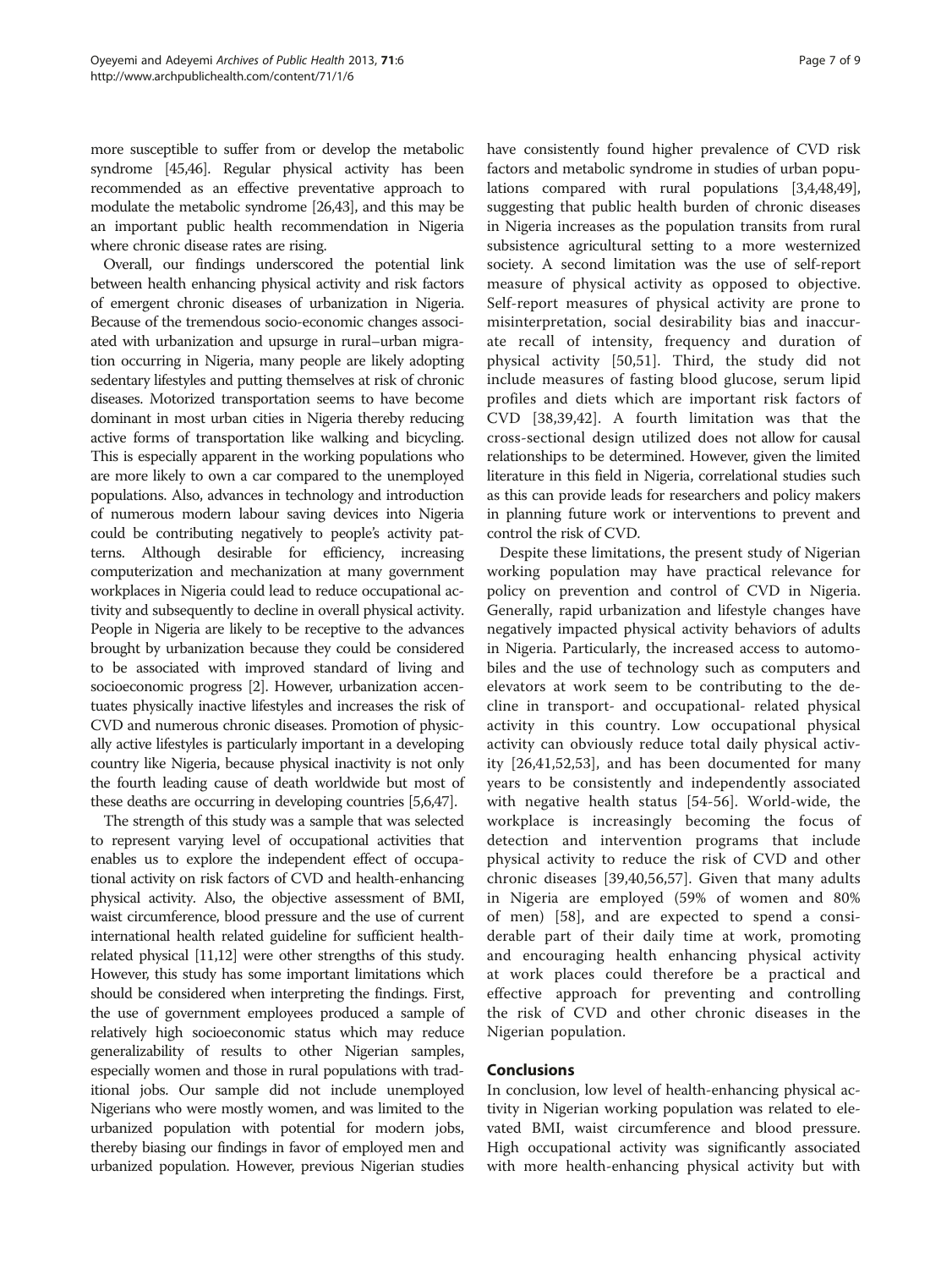more susceptible to suffer from or develop the metabolic syndrome [45,46]. Regular physical activity has been recommended as an effective preventative approach to modulate the metabolic syndrome [26,43], and this may be an important public health recommendation in Nigeria where chronic disease rates are rising.

Overall, our findings underscored the potential link between health enhancing physical activity and risk factors of emergent chronic diseases of urbanization in Nigeria. Because of the tremendous socio-economic changes associated with urbanization and upsurge in rural–urban migration occurring in Nigeria, many people are likely adopting sedentary lifestyles and putting themselves at risk of chronic diseases. Motorized transportation seems to have become dominant in most urban cities in Nigeria thereby reducing active forms of transportation like walking and bicycling. This is especially apparent in the working populations who are more likely to own a car compared to the unemployed populations. Also, advances in technology and introduction of numerous modern labour saving devices into Nigeria could be contributing negatively to people's activity patterns. Although desirable for efficiency, increasing computerization and mechanization at many government workplaces in Nigeria could lead to reduce occupational activity and subsequently to decline in overall physical activity. People in Nigeria are likely to be receptive to the advances brought by urbanization because they could be considered to be associated with improved standard of living and socioeconomic progress [2]. However, urbanization accentuates physically inactive lifestyles and increases the risk of CVD and numerous chronic diseases. Promotion of physically active lifestyles is particularly important in a developing country like Nigeria, because physical inactivity is not only the fourth leading cause of death worldwide but most of these deaths are occurring in developing countries [5,6,47].

The strength of this study was a sample that was selected to represent varying level of occupational activities that enables us to explore the independent effect of occupational activity on risk factors of CVD and health-enhancing physical activity. Also, the objective assessment of BMI, waist circumference, blood pressure and the use of current international health related guideline for sufficient health-related physical [11,12] were other strengths of this study. However, this study has some important limitations which should be considered when interpreting the findings. First, the use of government employees produced a sample of relatively high socioeconomic status which may reduce generalizability of results to other Nigerian samples, especially women and those in rural populations with traditional jobs. Our sample did not include unemployed Nigerians who were mostly women, and was limited to the urbanized population with potential for modern jobs, thereby biasing our findings in favor of employed men and urbanized population. However, previous Nigerian studies have consistently found higher prevalence of CVD risk factors and metabolic syndrome in studies of urban populations compared with rural populations [3,4,48,49], suggesting that public health burden of chronic diseases in Nigeria increases as the population transits from rural subsistence agricultural setting to a more westernized society. A second limitation was the use of self-report measure of physical activity as opposed to objective. Self-report measures of physical activity are prone to misinterpretation, social desirability bias and inaccurate recall of intensity, frequency and duration of physical activity [50,51]. Third, the study did not include measures of fasting blood glucose, serum lipid profiles and diets which are important risk factors of CVD [38,39,42]. A fourth limitation was that the cross-sectional design utilized does not allow for causal relationships to be determined. However, given the limited literature in this field in Nigeria, correlational studies such as this can provide leads for researchers and policy makers in planning future work or interventions to prevent and control the risk of CVD.

Despite these limitations, the present study of Nigerian working population may have practical relevance for policy on prevention and control of CVD in Nigeria. Generally, rapid urbanization and lifestyle changes have negatively impacted physical activity behaviors of adults in Nigeria. Particularly, the increased access to automobiles and the use of technology such as computers and elevators at work seem to be contributing to the decline in transport- and occupational- related physical activity in this country. Low occupational physical activity can obviously reduce total daily physical activity [26,41,52,53], and has been documented for many years to be consistently and independently associated with negative health status [54-56]. World-wide, the workplace is increasingly becoming the focus of detection and intervention programs that include physical activity to reduce the risk of CVD and other chronic diseases [39,40,56,57]. Given that many adults in Nigeria are employed (59% of women and 80% of men) [58], and are expected to spend a considerable part of their daily time at work, promoting and encouraging health enhancing physical activity at work places could therefore be a practical and effective approach for preventing and controlling the risk of CVD and other chronic diseases in the Nigerian population.

## Conclusions

In conclusion, low level of health-enhancing physical activity in Nigerian working population was related to elevated BMI, waist circumference and blood pressure. High occupational activity was significantly associated with more health-enhancing physical activity but with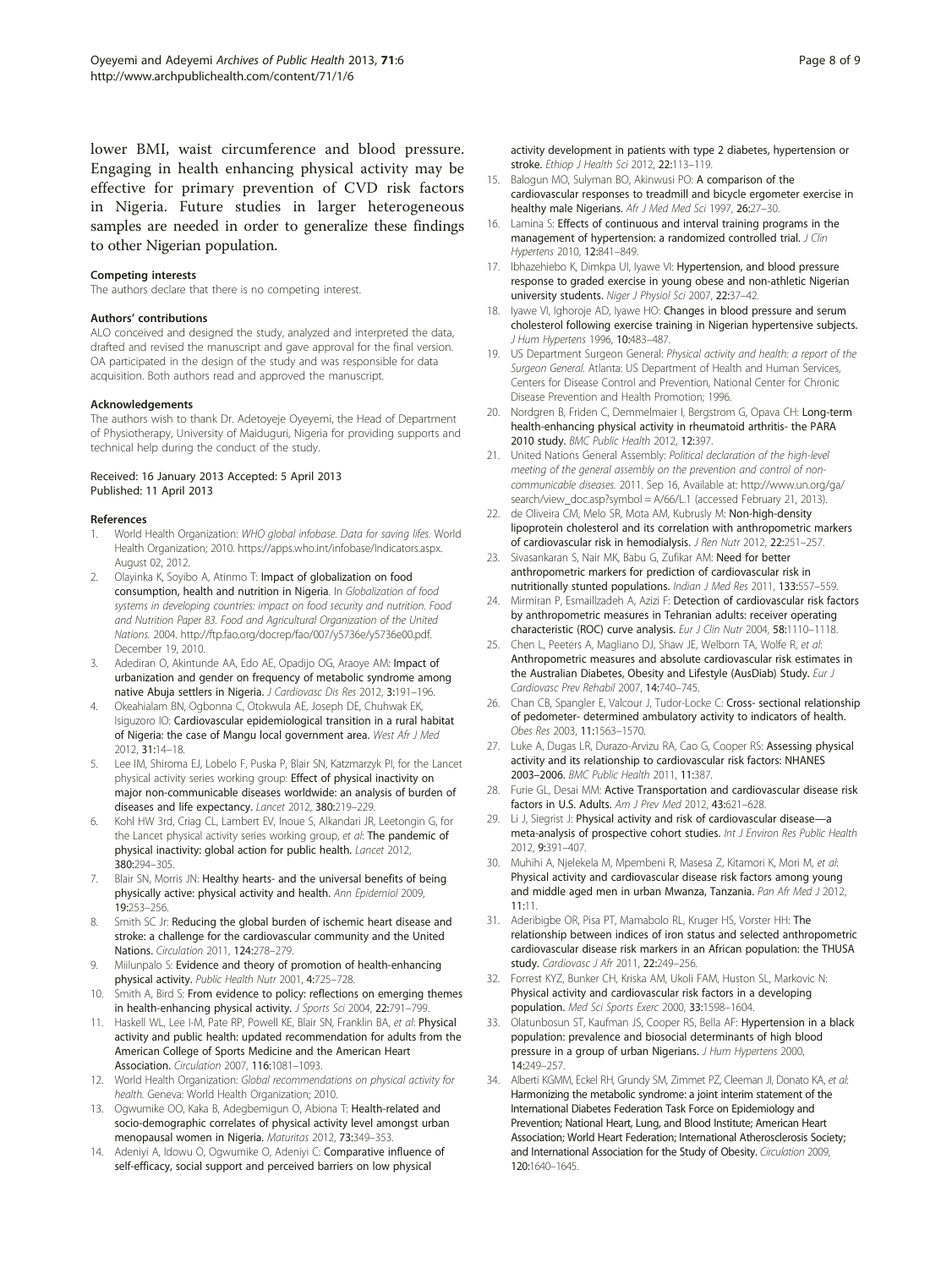lower BMI, waist circumference and blood pressure. Engaging in health enhancing physical activity may be effective for primary prevention of CVD risk factors in Nigeria. Future studies in larger heterogeneous samples are needed in order to generalize these findings to other Nigerian population.

#### Competing interests
The authors declare that there is no competing interest.

#### Authors' contributions
ALO conceived and designed the study, analyzed and interpreted the data, drafted and revised the manuscript and gave approval for the final version. OA participated in the design of the study and was responsible for data acquisition. Both authors read and approved the manuscript.

#### Acknowledgements
The authors wish to thank Dr. Adetoyeje Oyeyemi, the Head of Department of Physiotherapy, University of Maiduguri, Nigeria for providing supports and technical help during the conduct of the study.

Received: 16 January 2013 Accepted: 5 April 2013
Published: 11 April 2013

#### References
1. World Health Organization: *WHO global infobase. Data for saving lifes.* World Health Organization; 2010. https://apps.who.int/infobase/Indicators.aspx. August 02, 2012.
2. Olayinka K, Soyibo A, Atinmo T: **Impact of globalization on food consumption, health and nutrition in Nigeria**. In *Globalization of food systems in developing countries: impact on food security and nutrition. Food and Nutrition Paper 83. Food and Agricultural Organization of the United Nations.* 2004. http://ftp.fao.org/docrep/fao/007/y5736e/y5736e00.pdf. December 19, 2010.
3. Adediran O, Akintunde AA, Edo AE, Opadijo OG, Araoye AM: **Impact of urbanization and gender on frequency of metabolic syndrome among native Abuja settlers in Nigeria.** *J Cardiovasc Dis Res* 2012, **3:**191–196.
4. Okeahialam BN, Ogbonna C, Otokwula AE, Joseph DE, Chuhwak EK, Isiguzoro IO: **Cardiovascular epidemiological transition in a rural habitat of Nigeria: the case of Mangu local government area.** *West Afr J Med* 2012, **31:**14–18.
5. Lee IM, Shiroma EJ, Lobelo F, Puska P, Blair SN, Katzmarzyk PI, for the Lancet physical activity series working group: **Effect of physical inactivity on major non-communicable diseases worldwide: an analysis of burden of diseases and life expectancy.** *Lancet* 2012, **380:**219–229.
6. Kohl HW 3rd, Criag CL, Lambert EV, Inoue S, Alkandari JR, Leetongin G, for the Lancet physical activity series working group, *et al*: **The pandemic of physical inactivity: global action for public health.** *Lancet* 2012, **380:**294–305.
7. Blair SN, Morris JN: **Healthy hearts- and the universal benefits of being physically active: physical activity and health.** *Ann Epidemiol* 2009, **19:**253–256.
8. Smith SC Jr: **Reducing the global burden of ischemic heart disease and stroke: a challenge for the cardiovascular community and the United Nations.** *Circulation* 2011, **124:**278–279.
9. Miilunpalo S: **Evidence and theory of promotion of health-enhancing physical activity.** *Public Health Nutr* 2001, **4:**725–728.
10. Smith A, Bird S: **From evidence to policy: reflections on emerging themes in health-enhancing physical activity.** *J Sports Sci* 2004, **22:**791–799.
11. Haskell WL, Lee I-M, Pate RP, Powell KE, Blair SN, Franklin BA, *et al*: **Physical activity and public health: updated recommendation for adults from the American College of Sports Medicine and the American Heart Association.** *Circulation* 2007, **116:**1081–1093.
12. World Health Organization: *Global recommendations on physical activity for health.* Geneva: World Health Organization; 2010.
13. Ogwumike OO, Kaka B, Adegbemigun O, Abiona T: **Health-related and socio-demographic correlates of physical activity level amongst urban menopausal women in Nigeria.** *Maturitas* 2012, **73:**349–353.
14. Adeniyi A, Idowu O, Ogwumike O, Adeniyi C: **Comparative influence of self-efficacy, social support and perceived barriers on low physical activity development in patients with type 2 diabetes, hypertension or stroke.** *Ethiop J Health Sci* 2012, **22:**113–119.
15. Balogun MO, Sulyman BO, Akinwusi PO: **A comparison of the cardiovascular responses to treadmill and bicycle ergometer exercise in healthy male Nigerians.** *Afr J Med Med Sci* 1997, **26:**27–30.
16. Lamina S: **Effects of continuous and interval training programs in the management of hypertension: a randomized controlled trial.** *J Clin Hypertens* 2010, **12:**841–849.
17. Ibhazehiebo K, Dimkpa UI, Iyawe VI: **Hypertension, and blood pressure response to graded exercise in young obese and non-athletic Nigerian university students.** *Niger J Physiol Sci* 2007, **22:**37–42.
18. Iyawe VI, Ighoroje AD, Iyawe HO: **Changes in blood pressure and serum cholesterol following exercise training in Nigerian hypertensive subjects.** *J Hum Hypertens* 1996, **10:**483–487.
19. US Department Surgeon General: *Physical activity and health: a report of the Surgeon General.* Atlanta: US Department of Health and Human Services, Centers for Disease Control and Prevention, National Center for Chronic Disease Prevention and Health Promotion; 1996.
20. Nordgren B, Friden C, Demmelmaier I, Bergstrom G, Opava CH: **Long-term health-enhancing physical activity in rheumatoid arthritis- the PARA 2010 study.** *BMC Public Health* 2012, **12:**397.
21. United Nations General Assembly: *Political declaration of the high-level meeting of the general assembly on the prevention and control of non-communicable diseases.* 2011. Sep 16, Available at: http://www.un.org/ga/search/view_doc.asp?symbol = A/66/L.1 (accessed February 21, 2013).
22. de Oliveira CM, Melo SR, Mota AM, Kubrusly M: **Non-high-density lipoprotein cholesterol and its correlation with anthropometric markers of cardiovascular risk in hemodialysis.** *J Ren Nutr* 2012, **22:**251–257.
23. Sivasankaran S, Nair MK, Babu G, Zufikar AM: **Need for better anthropometric markers for prediction of cardiovascular risk in nutritionally stunted populations.** *Indian J Med Res* 2011, **133:**557–559.
24. Mirmiran P, Esmaillzadeh A, Azizi F: **Detection of cardiovascular risk factors by anthropometric measures in Tehranian adults: receiver operating characteristic (ROC) curve analysis.** *Eur J Clin Nutr* 2004, **58:**1110–1118.
25. Chen L, Peeters A, Magliano DJ, Shaw JE, Welborn TA, Wolfe R, *et al*: **Anthropometric measures and absolute cardiovascular risk estimates in the Australian Diabetes, Obesity and Lifestyle (AusDiab) Study.** *Eur J Cardiovasc Prev Rehabil* 2007, **14:**740–745.
26. Chan CB, Spangler E, Valcour J, Tudor-Locke C: **Cross- sectional relationship of pedometer- determined ambulatory activity to indicators of health.** *Obes Res* 2003, **11:**1563–1570.
27. Luke A, Dugas LR, Durazo-Arvizu RA, Cao G, Cooper RS: **Assessing physical activity and its relationship to cardiovascular risk factors: NHANES 2003–2006.** *BMC Public Health* 2011, **11:**387.
28. Furie GL, Desai MM: **Active Transportation and cardiovascular disease risk factors in U.S. Adults.** *Am J Prev Med* 2012, **43:**621–628.
29. Li J, Siegrist J: **Physical activity and risk of cardiovascular disease—a meta-analysis of prospective cohort studies.** *Int J Environ Res Public Health* 2012, **9:**391–407.
30. Muhihi A, Njelekela M, Mpembeni R, Masesa Z, Kitamori K, Mori M, *et al*: **Physical activity and cardiovascular disease risk factors among young and middle aged men in urban Mwanza, Tanzania.** *Pan Afr Med J* 2012, **11:**11.
31. Aderibigbe OR, Pisa PT, Mamabolo RL, Kruger HS, Vorster HH: **The relationship between indices of iron status and selected anthropometric cardiovascular disease risk markers in an African population: the THUSA study.** *Cardiovasc J Afr* 2011, **22:**249–256.
32. Forrest KYZ, Bunker CH, Kriska AM, Ukoli FAM, Huston SL, Markovic N: **Physical activity and cardiovascular risk factors in a developing population.** *Med Sci Sports Exerc* 2000, **33:**1598–1604.
33. Olatunbosun ST, Kaufman JS, Cooper RS, Bella AF: **Hypertension in a black population: prevalence and biosocial determinants of high blood pressure in a group of urban Nigerians.** *J Hum Hypertens* 2000, **14:**249–257.
34. Alberti KGMM, Eckel RH, Grundy SM, Zimmet PZ, Cleeman JI, Donato KA, *et al*: **Harmonizing the metabolic syndrome: a joint interim statement of the International Diabetes Federation Task Force on Epidemiology and Prevention; National Heart, Lung, and Blood Institute; American Heart Association; World Heart Federation; International Atherosclerosis Society; and International Association for the Study of Obesity.** *Circulation* 2009, **120:**1640–1645.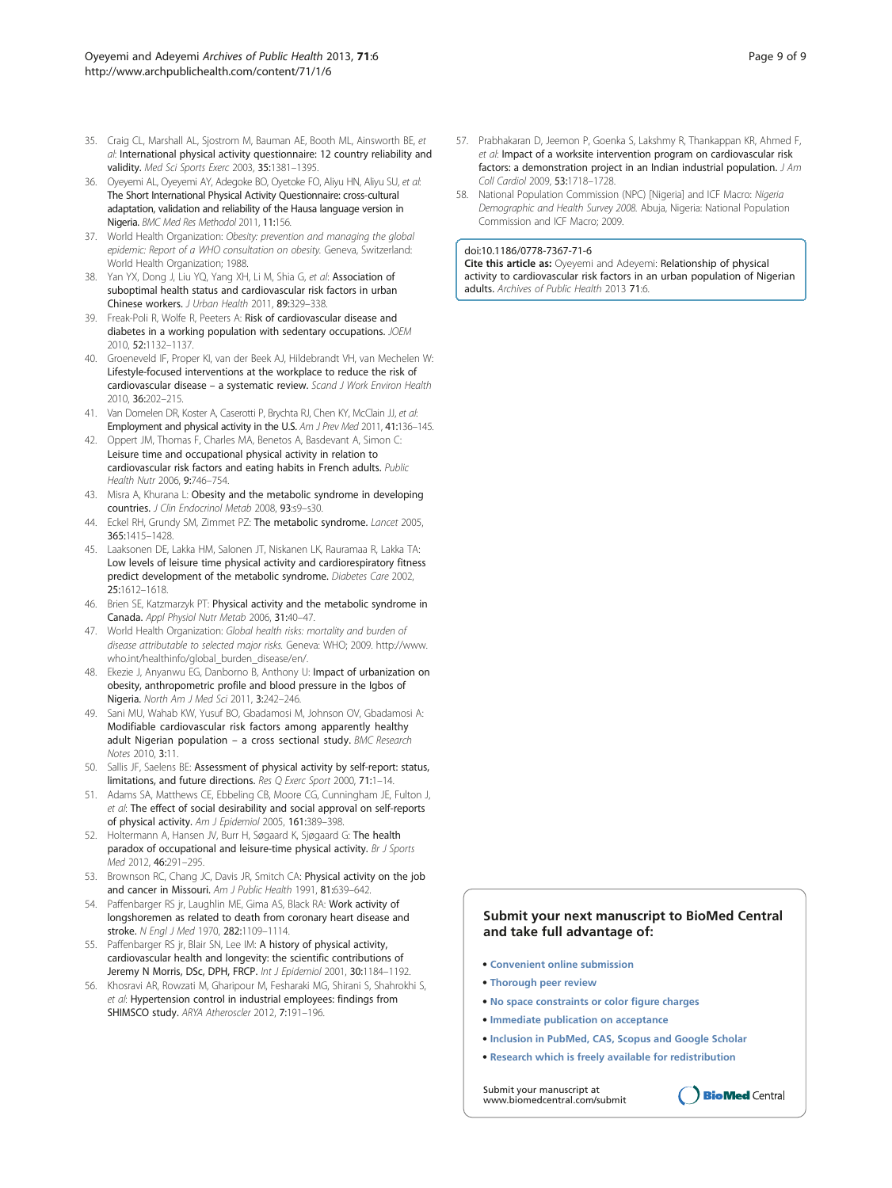35. Craig CL, Marshall AL, Sjostrom M, Bauman AE, Booth ML, Ainsworth BE, *et al*: **International physical activity questionnaire: 12 country reliability and validity.** *Med Sci Sports Exerc* 2003, **35:**1381–1395.
36. Oyeyemi AL, Oyeyemi AY, Adegoke BO, Oyetoke FO, Aliyu HN, Aliyu SU, *et al*: **The Short International Physical Activity Questionnaire: cross-cultural adaptation, validation and reliability of the Hausa language version in Nigeria.** *BMC Med Res Methodol* 2011, **11:**156.
37. World Health Organization: *Obesity: prevention and managing the global epidemic: Report of a WHO consultation on obesity.* Geneva, Switzerland: World Health Organization; 1988.
38. Yan YX, Dong J, Liu YQ, Yang XH, Li M, Shia G, *et al*: **Association of suboptimal health status and cardiovascular risk factors in urban Chinese workers.** *J Urban Health* 2011, **89:**329–338.
39. Freak-Poli R, Wolfe R, Peeters A: **Risk of cardiovascular disease and diabetes in a working population with sedentary occupations.** *JOEM* 2010, **52:**1132–1137.
40. Groeneveld IF, Proper KI, van der Beek AJ, Hildebrandt VH, van Mechelen W: **Lifestyle-focused interventions at the workplace to reduce the risk of cardiovascular disease – a systematic review.** *Scand J Work Environ Health* 2010, **36:**202–215.
41. Van Domelen DR, Koster A, Caserotti P, Brychta RJ, Chen KY, McClain JJ, *et al*: **Employment and physical activity in the U.S.** *Am J Prev Med* 2011, **41:**136–145.
42. Oppert JM, Thomas F, Charles MA, Benetos A, Basdevant A, Simon C: **Leisure time and occupational physical activity in relation to cardiovascular risk factors and eating habits in French adults.** *Public Health Nutr* 2006, **9:**746–754.
43. Misra A, Khurana L: **Obesity and the metabolic syndrome in developing countries.** *J Clin Endocrinol Metab* 2008, **93:**s9–s30.
44. Eckel RH, Grundy SM, Zimmet PZ: **The metabolic syndrome.** *Lancet* 2005, **365:**1415–1428.
45. Laaksonen DE, Lakka HM, Salonen JT, Niskanen LK, Rauramaa R, Lakka TA: **Low levels of leisure time physical activity and cardiorespiratory fitness predict development of the metabolic syndrome.** *Diabetes Care* 2002, **25:**1612–1618.
46. Brien SE, Katzmarzyk PT: **Physical activity and the metabolic syndrome in Canada.** *Appl Physiol Nutr Metab* 2006, **31:**40–47.
47. World Health Organization: *Global health risks: mortality and burden of disease attributable to selected major risks.* Geneva: WHO; 2009. http://www.who.int/healthinfo/global_burden_disease/en/.
48. Ekezie J, Anyanwu EG, Danborno B, Anthony U: **Impact of urbanization on obesity, anthropometric profile and blood pressure in the Igbos of Nigeria.** *North Am J Med Sci* 2011, **3:**242–246.
49. Sani MU, Wahab KW, Yusuf BO, Gbadamosi M, Johnson OV, Gbadamosi A: **Modifiable cardiovascular risk factors among apparently healthy adult Nigerian population – a cross sectional study.** *BMC Research Notes* 2010, **3:**11.
50. Sallis JF, Saelens BE: **Assessment of physical activity by self-report: status, limitations, and future directions.** *Res Q Exerc Sport* 2000, **71:**1–14.
51. Adams SA, Matthews CE, Ebbeling CB, Moore CG, Cunningham JE, Fulton J, *et al*: **The effect of social desirability and social approval on self-reports of physical activity.** *Am J Epidemiol* 2005, **161:**389–398.
52. Holtermann A, Hansen JV, Burr H, Søgaard K, Sjøgaard G: **The health paradox of occupational and leisure-time physical activity.** *Br J Sports Med* 2012, **46:**291–295.
53. Brownson RC, Chang JC, Davis JR, Smitch CA: **Physical activity on the job and cancer in Missouri.** *Am J Public Health* 1991, **81:**639–642.
54. Paffenbarger RS jr, Laughlin ME, Gima AS, Black RA: **Work activity of longshoremen as related to death from coronary heart disease and stroke.** *N Engl J Med* 1970, **282:**1109–1114.
55. Paffenbarger RS jr, Blair SN, Lee IM: **A history of physical activity, cardiovascular health and longevity: the scientific contributions of Jeremy N Morris, DSc, DPH, FRCP.** *Int J Epidemiol* 2001, **30:**1184–1192.
56. Khosravi AR, Rowzati M, Gharipour M, Fesharaki MG, Shirani S, Shahrokhi S, *et al*: **Hypertension control in industrial employees: findings from SHIMSCO study.** *ARYA Atheroscler* 2012, **7:**191–196.
57. Prabhakaran D, Jeemon P, Goenka S, Lakshmy R, Thankappan KR, Ahmed F, *et al*: **Impact of a worksite intervention program on cardiovascular risk factors: a demonstration project in an Indian industrial population.** *J Am Coll Cardiol* 2009, **53:**1718–1728.
58. National Population Commission (NPC) [Nigeria] and ICF Macro: *Nigeria Demographic and Health Survey 2008.* Abuja, Nigeria: National Population Commission and ICF Macro; 2009.

doi:10.1186/0778-7367-71-6

**Cite this article as:** Oyeyemi and Adeyemi: Relationship of physical activity to cardiovascular risk factors in an urban population of Nigerian adults. *Archives of Public Health* 2013 **71**:6.

**Submit your next manuscript to BioMed Central and take full advantage of:**

- **Convenient online submission**
- **Thorough peer review**
- **No space constraints or color figure charges**
- **Immediate publication on acceptance**
- **Inclusion in PubMed, CAS, Scopus and Google Scholar**
- **Research which is freely available for redistribution**

Submit your manuscript at www.biomedcentral.com/submit

BioMed Central